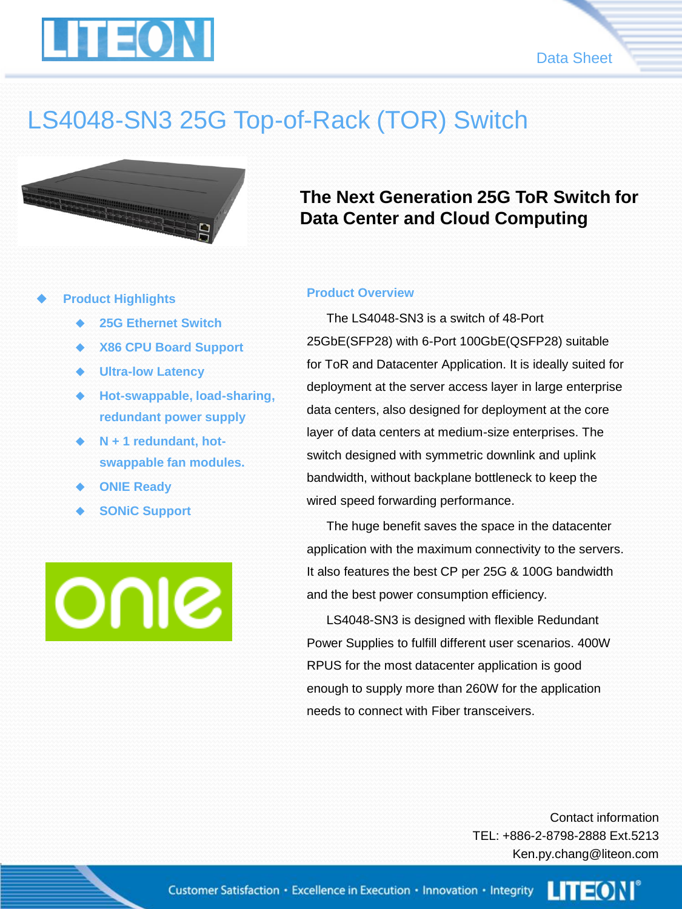# LS4048-SN3 25G Top-of-Rack (TOR) Switch

## The Next Generation 25G ToR Switch for Data Center and Cloud Computing

- **Product Highlights**
  - **25G Ethernet Switch**
  - **X86 CPU Board Support**
  - **Ultra-low Latency**
  - **Hot-swappable, load-sharing, redundant power supply**
  - **N + 1 redundant, hot-swappable fan modules.**
  - **ONIE Ready**
  - **SONiC Support**

### Product Overview

The LS4048-SN3 is a switch of 48-Port 25GbE(SFP28) with 6-Port 100GbE(QSFP28) suitable for ToR and Datacenter Application. It is ideally suited for deployment at the server access layer in large enterprise data centers, also designed for deployment at the core layer of data centers at medium-size enterprises. The switch designed with symmetric downlink and uplink bandwidth, without backplane bottleneck to keep the wired speed forwarding performance.

The huge benefit saves the space in the datacenter application with the maximum connectivity to the servers. It also features the best CP per 25G & 100G bandwidth and the best power consumption efficiency.

LS4048-SN3 is designed with flexible Redundant Power Supplies to fulfill different user scenarios. 400W RPUS for the most datacenter application is good enough to supply more than 260W for the application needs to connect with Fiber transceivers.

Contact information
TEL: +886-2-8798-2888 Ext.5213
Ken.py.chang@liteon.com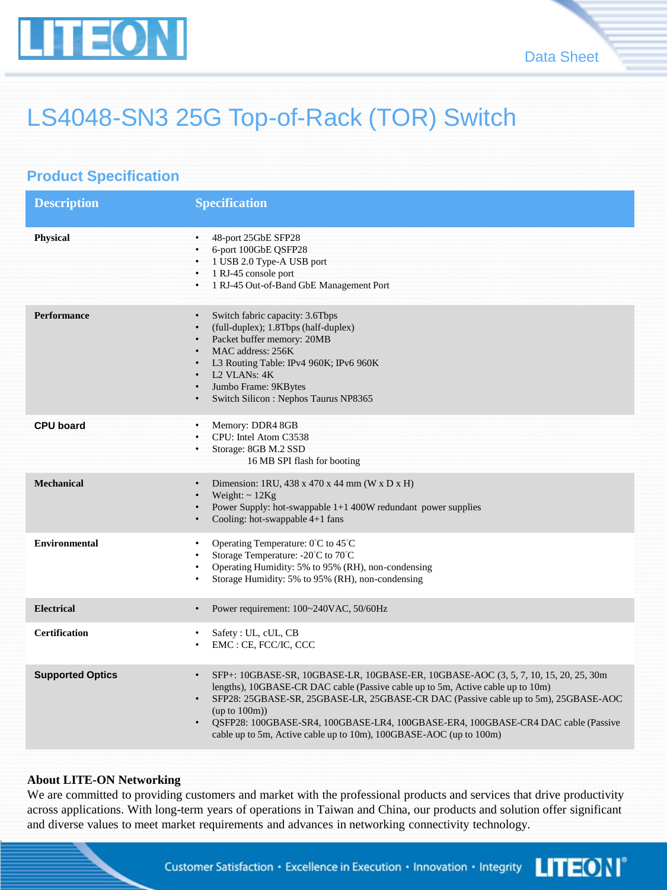# LS4048-SN3 25G Top-of-Rack (TOR) Switch

## Product Specification

| Description | Specification |
|---|---|
| **Physical** | • 48-port 25GbE SFP28<br>• 6-port 100GbE QSFP28<br>• 1 USB 2.0 Type-A USB port<br>• 1 RJ-45 console port<br>• 1 RJ-45 Out-of-Band GbE Management Port |
| **Performance** | • Switch fabric capacity: 3.6Tbps<br>• (full-duplex); 1.8Tbps (half-duplex)<br>• Packet buffer memory: 20MB<br>• MAC address: 256K<br>• L3 Routing Table: IPv4 960K; IPv6 960K<br>• L2 VLANs: 4K<br>• Jumbo Frame: 9KBytes<br>• Switch Silicon : Nephos Taurus NP8365 |
| **CPU board** | • Memory: DDR4 8GB<br>• CPU: Intel Atom C3538<br>• Storage: 8GB M.2 SSD<br>16 MB SPI flash for booting |
| **Mechanical** | • Dimension: 1RU, 438 x 470 x 44 mm (W x D x H)<br>• Weight: ~ 12Kg<br>• Power Supply: hot-swappable 1+1 400W redundant power supplies<br>• Cooling: hot-swappable 4+1 fans |
| **Environmental** | • Operating Temperature: 0°C to 45°C<br>• Storage Temperature: -20°C to 70°C<br>• Operating Humidity: 5% to 95% (RH), non-condensing<br>• Storage Humidity: 5% to 95% (RH), non-condensing |
| **Electrical** | • Power requirement: 100~240VAC, 50/60Hz |
| **Certification** | • Safety : UL, cUL, CB<br>• EMC : CE, FCC/IC, CCC |
| **Supported Optics** | • SFP+: 10GBASE-SR, 10GBASE-LR, 10GBASE-ER, 10GBASE-AOC (3, 5, 7, 10, 15, 20, 25, 30m lengths), 10GBASE-CR DAC cable (Passive cable up to 5m, Active cable up to 10m)<br>• SFP28: 25GBASE-SR, 25GBASE-LR, 25GBASE-CR DAC (Passive cable up to 5m), 25GBASE-AOC (up to 100m))<br>• QSFP28: 100GBASE-SR4, 100GBASE-LR4, 100GBASE-ER4, 100GBASE-CR4 DAC cable (Passive cable up to 5m, Active cable up to 10m), 100GBASE-AOC (up to 100m) |

**About LITE-ON Networking**

We are committed to providing customers and market with the professional products and services that drive productivity across applications. With long-term years of operations in Taiwan and China, our products and solution offer significant and diverse values to meet market requirements and advances in networking connectivity technology.